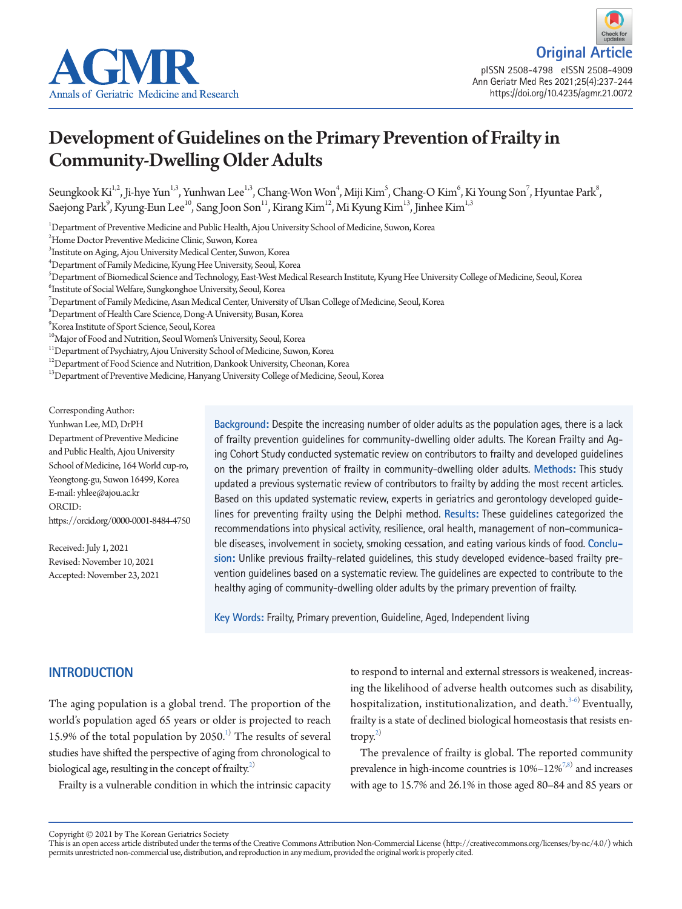Original Article

pISSN 2508-4798 eISSN 2508-4909
Ann Geriatr Med Res 2021;25(4):237-244
https://doi.org/10.4235/agmr.21.0072

# Development of Guidelines on the Primary Prevention of Frailty in Community-Dwelling Older Adults

Seungkook Ki[1,2], Ji-hye Yun[1,3], Yunhwan Lee[1,3], Chang-Won Won[4], Miji Kim[5], Chang-O Kim[6], Ki Young Son[7], Hyuntae Park[8], Saejong Park[9], Kyung-Eun Lee[10], Sang Joon Son[11], Kirang Kim[12], Mi Kyung Kim[13], Jinhee Kim[1,3]

[1]Department of Preventive Medicine and Public Health, Ajou University School of Medicine, Suwon, Korea
[2]Home Doctor Preventive Medicine Clinic, Suwon, Korea
[3]Institute on Aging, Ajou University Medical Center, Suwon, Korea
[4]Department of Family Medicine, Kyung Hee University, Seoul, Korea
[5]Department of Biomedical Science and Technology, East-West Medical Research Institute, Kyung Hee University College of Medicine, Seoul, Korea
[6]Institute of Social Welfare, Sungkonghoe University, Seoul, Korea
[7]Department of Family Medicine, Asan Medical Center, University of Ulsan College of Medicine, Seoul, Korea
[8]Department of Health Care Science, Dong-A University, Busan, Korea
[9]Korea Institute of Sport Science, Seoul, Korea
[10]Major of Food and Nutrition, Seoul Women's University, Seoul, Korea
[11]Department of Psychiatry, Ajou University School of Medicine, Suwon, Korea
[12]Department of Food Science and Nutrition, Dankook University, Cheonan, Korea
[13]Department of Preventive Medicine, Hanyang University College of Medicine, Seoul, Korea

Corresponding Author:
Yunhwan Lee, MD, DrPH
Department of Preventive Medicine and Public Health, Ajou University School of Medicine, 164 World cup-ro, Yeongtong-gu, Suwon 16499, Korea
E-mail: yhlee@ajou.ac.kr
ORCID:
https://orcid.org/0000-0001-8484-4750

Received: July 1, 2021
Revised: November 10, 2021
Accepted: November 23, 2021

**Background:** Despite the increasing number of older adults as the population ages, there is a lack of frailty prevention guidelines for community-dwelling older adults. The Korean Frailty and Aging Cohort Study conducted systematic review on contributors to frailty and developed guidelines on the primary prevention of frailty in community-dwelling older adults. **Methods:** This study updated a previous systematic review of contributors to frailty by adding the most recent articles. Based on this updated systematic review, experts in geriatrics and gerontology developed guidelines for preventing frailty using the Delphi method. **Results:** These guidelines categorized the recommendations into physical activity, resilience, oral health, management of non-communicable diseases, involvement in society, smoking cessation, and eating various kinds of food. **Conclusion:** Unlike previous frailty-related guidelines, this study developed evidence-based frailty prevention guidelines based on a systematic review. The guidelines are expected to contribute to the healthy aging of community-dwelling older adults by the primary prevention of frailty.

**Key Words:** Frailty, Primary prevention, Guideline, Aged, Independent living

## INTRODUCTION

The aging population is a global trend. The proportion of the world's population aged 65 years or older is projected to reach 15.9% of the total population by 2050.[1)] The results of several studies have shifted the perspective of aging from chronological to biological age, resulting in the concept of frailty.[2)]

Frailty is a vulnerable condition in which the intrinsic capacity to respond to internal and external stressors is weakened, increasing the likelihood of adverse health outcomes such as disability, hospitalization, institutionalization, and death.[3-6)] Eventually, frailty is a state of declined biological homeostasis that resists entropy.[2)]

The prevalence of frailty is global. The reported community prevalence in high-income countries is 10%–12%[7,8)] and increases with age to 15.7% and 26.1% in those aged 80–84 and 85 years or

Copyright © 2021 by The Korean Geriatrics Society
This is an open access article distributed under the terms of the Creative Commons Attribution Non-Commercial License (http://creativecommons.org/licenses/by-nc/4.0/) which permits unrestricted non-commercial use, distribution, and reproduction in any medium, provided the original work is properly cited.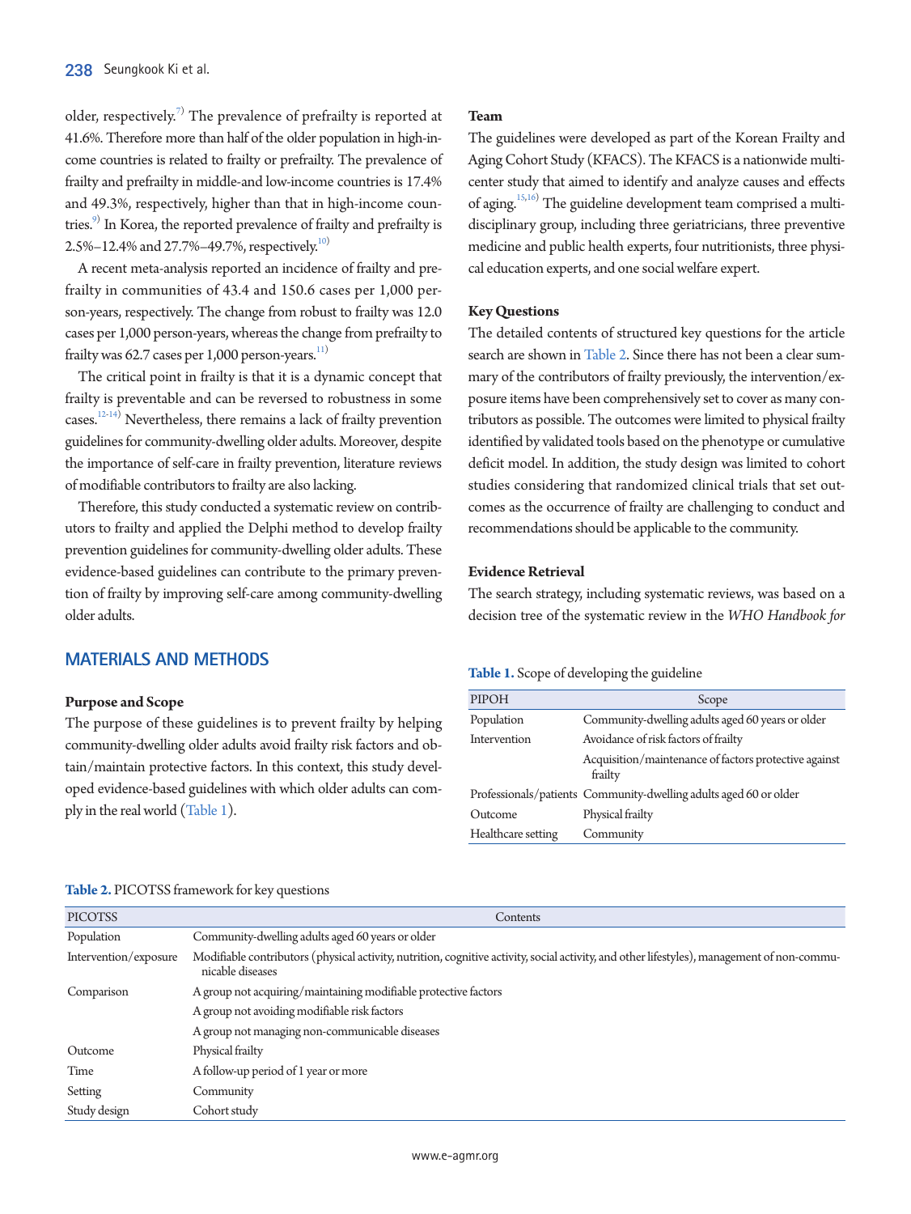older, respectively.[7] The prevalence of prefrailty is reported at 41.6%. Therefore more than half of the older population in high-income countries is related to frailty or prefrailty. The prevalence of frailty and prefrailty in middle-and low-income countries is 17.4% and 49.3%, respectively, higher than that in high-income countries.[9] In Korea, the reported prevalence of frailty and prefrailty is 2.5%–12.4% and 27.7%–49.7%, respectively.[10]

A recent meta-analysis reported an incidence of frailty and prefrailty in communities of 43.4 and 150.6 cases per 1,000 person-years, respectively. The change from robust to frailty was 12.0 cases per 1,000 person-years, whereas the change from prefrailty to frailty was 62.7 cases per 1,000 person-years.[11]

The critical point in frailty is that it is a dynamic concept that frailty is preventable and can be reversed to robustness in some cases.[12-14] Nevertheless, there remains a lack of frailty prevention guidelines for community-dwelling older adults. Moreover, despite the importance of self-care in frailty prevention, literature reviews of modifiable contributors to frailty are also lacking.

Therefore, this study conducted a systematic review on contributors to frailty and applied the Delphi method to develop frailty prevention guidelines for community-dwelling older adults. These evidence-based guidelines can contribute to the primary prevention of frailty by improving self-care among community-dwelling older adults.

## MATERIALS AND METHODS

### Purpose and Scope

The purpose of these guidelines is to prevent frailty by helping community-dwelling older adults avoid frailty risk factors and obtain/maintain protective factors. In this context, this study developed evidence-based guidelines with which older adults can comply in the real world (Table 1).

### Team

The guidelines were developed as part of the Korean Frailty and Aging Cohort Study (KFACS). The KFACS is a nationwide multicenter study that aimed to identify and analyze causes and effects of aging.[15,16] The guideline development team comprised a multidisciplinary group, including three geriatricians, three preventive medicine and public health experts, four nutritionists, three physical education experts, and one social welfare expert.

### Key Questions

The detailed contents of structured key questions for the article search are shown in Table 2. Since there has not been a clear summary of the contributors of frailty previously, the intervention/exposure items have been comprehensively set to cover as many contributors as possible. The outcomes were limited to physical frailty identified by validated tools based on the phenotype or cumulative deficit model. In addition, the study design was limited to cohort studies considering that randomized clinical trials that set outcomes as the occurrence of frailty are challenging to conduct and recommendations should be applicable to the community.

### Evidence Retrieval

The search strategy, including systematic reviews, was based on a decision tree of the systematic review in the *WHO Handbook for*

**Table 1.** Scope of developing the guideline

| PIPOH | Scope |
|---|---|
| Population | Community-dwelling adults aged 60 years or older |
| Intervention | Avoidance of risk factors of frailty |
| | Acquisition/maintenance of factors protective against frailty |
| Professionals/patients | Community-dwelling adults aged 60 or older |
| Outcome | Physical frailty |
| Healthcare setting | Community |

**Table 2.** PICOTSS framework for key questions

| PICOTSS | Contents |
|---|---|
| Population | Community-dwelling adults aged 60 years or older |
| Intervention/exposure | Modifiable contributors (physical activity, nutrition, cognitive activity, social activity, and other lifestyles), management of non-communicable diseases |
| Comparison | A group not acquiring/maintaining modifiable protective factors |
| | A group not avoiding modifiable risk factors |
| | A group not managing non-communicable diseases |
| Outcome | Physical frailty |
| Time | A follow-up period of 1 year or more |
| Setting | Community |
| Study design | Cohort study |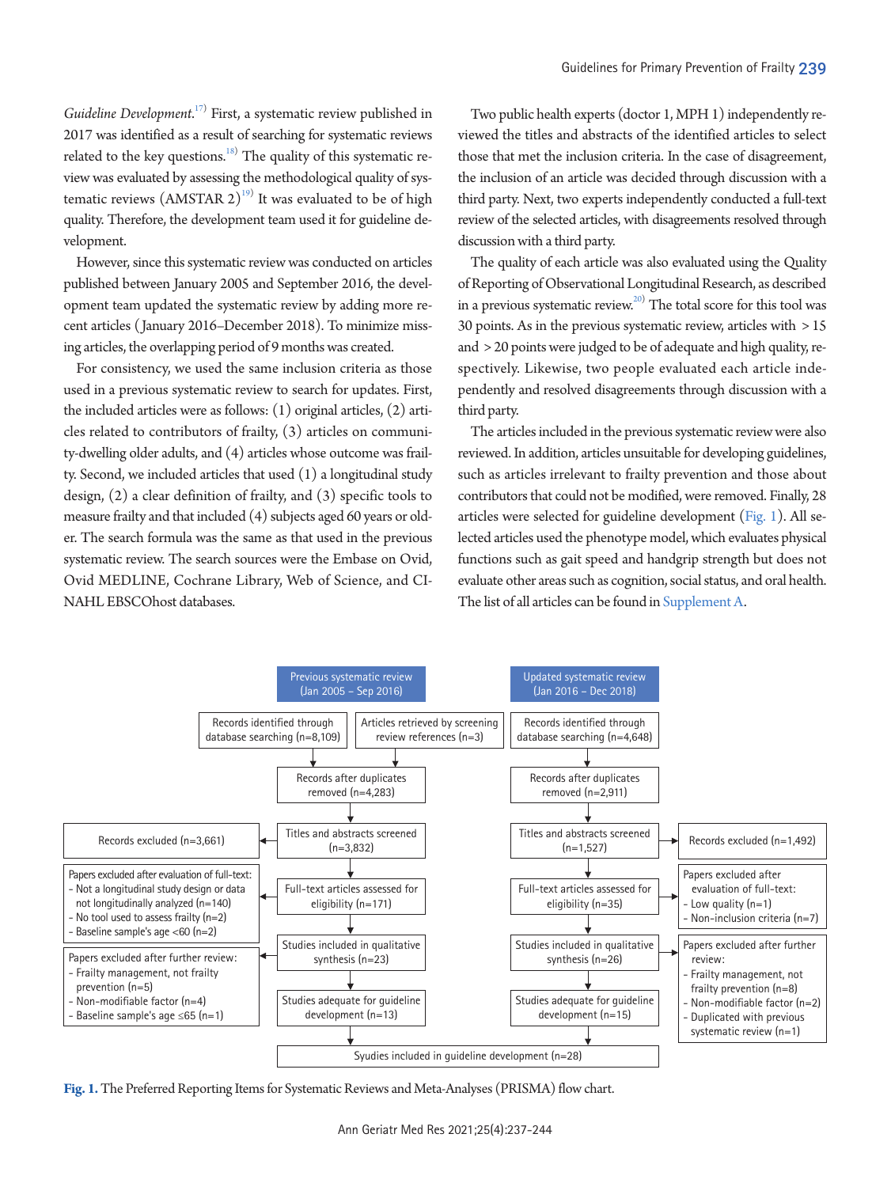*Guideline Development*.[17] First, a systematic review published in 2017 was identified as a result of searching for systematic reviews related to the key questions.[18] The quality of this systematic review was evaluated by assessing the methodological quality of systematic reviews (AMSTAR 2)[19] It was evaluated to be of high quality. Therefore, the development team used it for guideline development.

However, since this systematic review was conducted on articles published between January 2005 and September 2016, the development team updated the systematic review by adding more recent articles (January 2016–December 2018). To minimize missing articles, the overlapping period of 9 months was created.

For consistency, we used the same inclusion criteria as those used in a previous systematic review to search for updates. First, the included articles were as follows: (1) original articles, (2) articles related to contributors of frailty, (3) articles on community-dwelling older adults, and (4) articles whose outcome was frailty. Second, we included articles that used (1) a longitudinal study design, (2) a clear definition of frailty, and (3) specific tools to measure frailty and that included (4) subjects aged 60 years or older. The search formula was the same as that used in the previous systematic review. The search sources were the Embase on Ovid, Ovid MEDLINE, Cochrane Library, Web of Science, and CINAHL EBSCOhost databases.

Two public health experts (doctor 1, MPH 1) independently reviewed the titles and abstracts of the identified articles to select those that met the inclusion criteria. In the case of disagreement, the inclusion of an article was decided through discussion with a third party. Next, two experts independently conducted a full-text review of the selected articles, with disagreements resolved through discussion with a third party.

The quality of each article was also evaluated using the Quality of Reporting of Observational Longitudinal Research, as described in a previous systematic review.[20] The total score for this tool was 30 points. As in the previous systematic review, articles with > 15 and > 20 points were judged to be of adequate and high quality, respectively. Likewise, two people evaluated each article independently and resolved disagreements through discussion with a third party.

The articles included in the previous systematic review were also reviewed. In addition, articles unsuitable for developing guidelines, such as articles irrelevant to frailty prevention and those about contributors that could not be modified, were removed. Finally, 28 articles were selected for guideline development (Fig. 1). All selected articles used the phenotype model, which evaluates physical functions such as gait speed and handgrip strength but does not evaluate other areas such as cognition, social status, and oral health. The list of all articles can be found in Supplement A.

**Previous systematic review (Jan 2005 – Sep 2016)**
- Records identified through database searching (n=8,109)
- Articles retrieved by screening review references (n=3)
- Records after duplicates removed (n=4,283)
- Titles and abstracts screened (n=3,832) → Records excluded (n=3,661)
- Full-text articles assessed for eligibility (n=171) → Papers excluded after evaluation of full-text:
  - Not a longitudinal study design or data not longitudinally analyzed (n=140)
  - No tool used to assess frailty (n=2)
  - Baseline sample's age <60 (n=2)
- Studies included in qualitative synthesis (n=23) → Papers excluded after further review:
  - Frailty management, not frailty prevention (n=5)
  - Non-modifiable factor (n=4)
  - Baseline sample's age ≤65 (n=1)
- Studies adequate for guideline development (n=13)

**Updated systematic review (Jan 2016 – Dec 2018)**
- Records identified through database searching (n=4,648)
- Records after duplicates removed (n=2,911)
- Titles and abstracts screened (n=1,527) → Records excluded (n=1,492)
- Full-text articles assessed for eligibility (n=35) → Papers excluded after evaluation of full-text:
  - Low quality (n=1)
  - Non-inclusion criteria (n=7)
- Studies included in qualitative synthesis (n=26) → Papers excluded after further review:
  - Frailty management, not frailty prevention (n=8)
  - Non-modifiable factor (n=2)
  - Duplicated with previous systematic review (n=1)
- Studies adequate for guideline development (n=15)

Syudies included in guideline development (n=28)

**Fig. 1.** The Preferred Reporting Items for Systematic Reviews and Meta-Analyses (PRISMA) flow chart.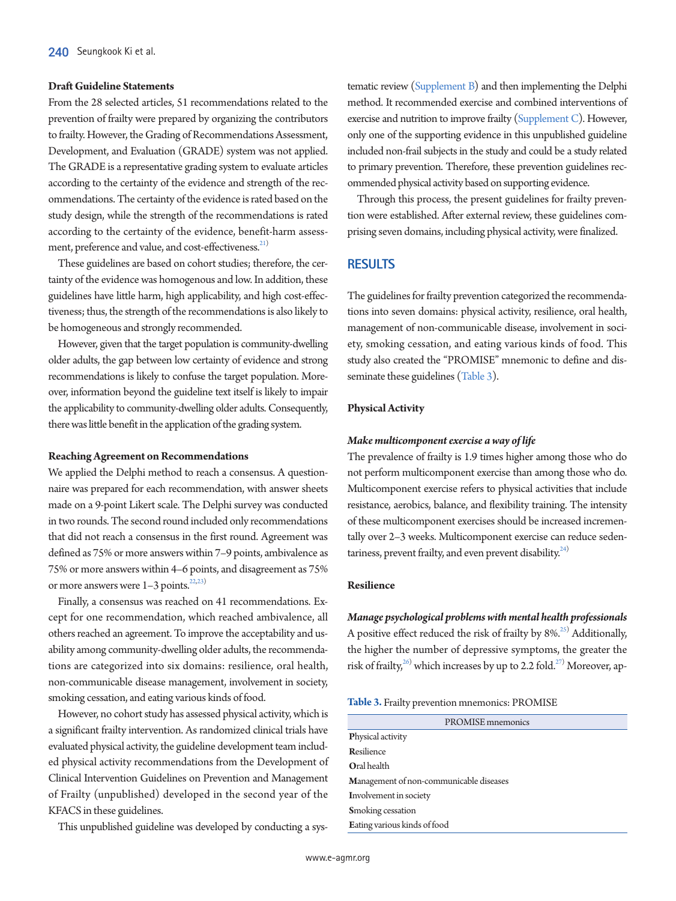### Draft Guideline Statements

From the 28 selected articles, 51 recommendations related to the prevention of frailty were prepared by organizing the contributors to frailty. However, the Grading of Recommendations Assessment, Development, and Evaluation (GRADE) system was not applied. The GRADE is a representative grading system to evaluate articles according to the certainty of the evidence and strength of the recommendations. The certainty of the evidence is rated based on the study design, while the strength of the recommendations is rated according to the certainty of the evidence, benefit-harm assessment, preference and value, and cost-effectiveness.[21]

These guidelines are based on cohort studies; therefore, the certainty of the evidence was homogenous and low. In addition, these guidelines have little harm, high applicability, and high cost-effectiveness; thus, the strength of the recommendations is also likely to be homogeneous and strongly recommended.

However, given that the target population is community-dwelling older adults, the gap between low certainty of evidence and strong recommendations is likely to confuse the target population. Moreover, information beyond the guideline text itself is likely to impair the applicability to community-dwelling older adults. Consequently, there was little benefit in the application of the grading system.

### Reaching Agreement on Recommendations

We applied the Delphi method to reach a consensus. A questionnaire was prepared for each recommendation, with answer sheets made on a 9-point Likert scale. The Delphi survey was conducted in two rounds. The second round included only recommendations that did not reach a consensus in the first round. Agreement was defined as 75% or more answers within 7–9 points, ambivalence as 75% or more answers within 4–6 points, and disagreement as 75% or more answers were 1–3 points.[22,23]

Finally, a consensus was reached on 41 recommendations. Except for one recommendation, which reached ambivalence, all others reached an agreement. To improve the acceptability and usability among community-dwelling older adults, the recommendations are categorized into six domains: resilience, oral health, non-communicable disease management, involvement in society, smoking cessation, and eating various kinds of food.

However, no cohort study has assessed physical activity, which is a significant frailty intervention. As randomized clinical trials have evaluated physical activity, the guideline development team included physical activity recommendations from the Development of Clinical Intervention Guidelines on Prevention and Management of Frailty (unpublished) developed in the second year of the KFACS in these guidelines.

This unpublished guideline was developed by conducting a systematic review (Supplement B) and then implementing the Delphi method. It recommended exercise and combined interventions of exercise and nutrition to improve frailty (Supplement C). However, only one of the supporting evidence in this unpublished guideline included non-frail subjects in the study and could be a study related to primary prevention. Therefore, these prevention guidelines recommended physical activity based on supporting evidence.

Through this process, the present guidelines for frailty prevention were established. After external review, these guidelines comprising seven domains, including physical activity, were finalized.

## RESULTS

The guidelines for frailty prevention categorized the recommendations into seven domains: physical activity, resilience, oral health, management of non-communicable disease, involvement in society, smoking cessation, and eating various kinds of food. This study also created the "PROMISE" mnemonic to define and disseminate these guidelines (Table 3).

Table 3. Frailty prevention mnemonics: PROMISE

| PROMISE mnemonics |
|---|
| **P**hysical activity |
| **R**esilience |
| **O**ral health |
| **M**anagement of non-communicable diseases |
| **I**nvolvement in society |
| **S**moking cessation |
| **E**ating various kinds of food |

### Physical Activity

#### *Make multicomponent exercise a way of life*

The prevalence of frailty is 1.9 times higher among those who do not perform multicomponent exercise than among those who do. Multicomponent exercise refers to physical activities that include resistance, aerobics, balance, and flexibility training. The intensity of these multicomponent exercises should be increased incrementally over 2–3 weeks. Multicomponent exercise can reduce sedentariness, prevent frailty, and even prevent disability.[24]

### Resilience

#### *Manage psychological problems with mental health professionals*

A positive effect reduced the risk of frailty by 8%.[25] Additionally, the higher the number of depressive symptoms, the greater the risk of frailty,[26] which increases by up to 2.2 fold.[27] Moreover, ap-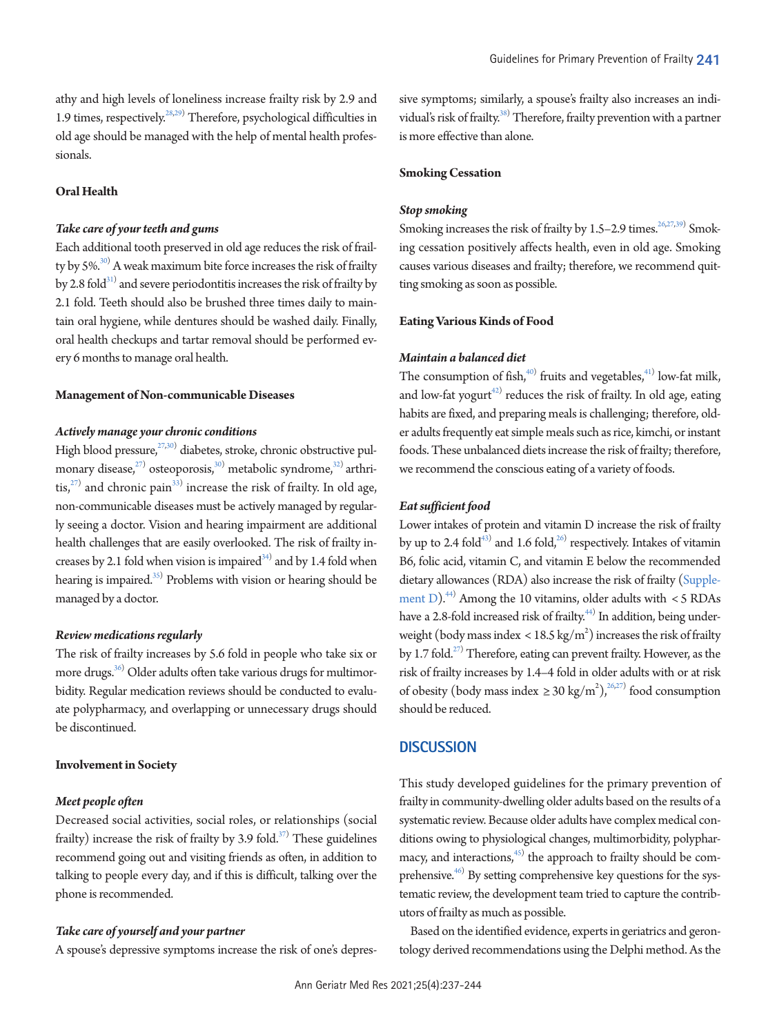athy and high levels of loneliness increase frailty risk by 2.9 and 1.9 times, respectively.[28,29] Therefore, psychological difficulties in old age should be managed with the help of mental health professionals.

**Oral Health**

***Take care of your teeth and gums***

Each additional tooth preserved in old age reduces the risk of frailty by 5%.[30] A weak maximum bite force increases the risk of frailty by 2.8 fold[31] and severe periodontitis increases the risk of frailty by 2.1 fold. Teeth should also be brushed three times daily to maintain oral hygiene, while dentures should be washed daily. Finally, oral health checkups and tartar removal should be performed every 6 months to manage oral health.

**Management of Non-communicable Diseases**

***Actively manage your chronic conditions***

High blood pressure,[27,30] diabetes, stroke, chronic obstructive pulmonary disease,[27] osteoporosis,[30] metabolic syndrome,[32] arthritis,[27] and chronic pain[33] increase the risk of frailty. In old age, non-communicable diseases must be actively managed by regularly seeing a doctor. Vision and hearing impairment are additional health challenges that are easily overlooked. The risk of frailty increases by 2.1 fold when vision is impaired[34] and by 1.4 fold when hearing is impaired.[35] Problems with vision or hearing should be managed by a doctor.

***Review medications regularly***

The risk of frailty increases by 5.6 fold in people who take six or more drugs.[36] Older adults often take various drugs for multimorbidity. Regular medication reviews should be conducted to evaluate polypharmacy, and overlapping or unnecessary drugs should be discontinued.

**Involvement in Society**

***Meet people often***

Decreased social activities, social roles, or relationships (social frailty) increase the risk of frailty by 3.9 fold.[37] These guidelines recommend going out and visiting friends as often, in addition to talking to people every day, and if this is difficult, talking over the phone is recommended.

***Take care of yourself and your partner***

A spouse's depressive symptoms increase the risk of one's depressive symptoms; similarly, a spouse's frailty also increases an individual's risk of frailty.[38] Therefore, frailty prevention with a partner is more effective than alone.

**Smoking Cessation**

***Stop smoking***

Smoking increases the risk of frailty by 1.5–2.9 times.[26,27,39] Smoking cessation positively affects health, even in old age. Smoking causes various diseases and frailty; therefore, we recommend quitting smoking as soon as possible.

**Eating Various Kinds of Food**

***Maintain a balanced diet***

The consumption of fish,[40] fruits and vegetables,[41] low-fat milk, and low-fat yogurt[42] reduces the risk of frailty. In old age, eating habits are fixed, and preparing meals is challenging; therefore, older adults frequently eat simple meals such as rice, kimchi, or instant foods. These unbalanced diets increase the risk of frailty; therefore, we recommend the conscious eating of a variety of foods.

***Eat sufficient food***

Lower intakes of protein and vitamin D increase the risk of frailty by up to 2.4 fold[43] and 1.6 fold,[26] respectively. Intakes of vitamin B6, folic acid, vitamin C, and vitamin E below the recommended dietary allowances (RDA) also increase the risk of frailty (Supplement D).[44] Among the 10 vitamins, older adults with < 5 RDAs have a 2.8-fold increased risk of frailty.[44] In addition, being underweight (body mass index < 18.5 kg/m$^2$) increases the risk of frailty by 1.7 fold.[27] Therefore, eating can prevent frailty. However, as the risk of frailty increases by 1.4–4 fold in older adults with or at risk of obesity (body mass index ≥ 30 kg/m$^2$),[26,27] food consumption should be reduced.

## DISCUSSION

This study developed guidelines for the primary prevention of frailty in community-dwelling older adults based on the results of a systematic review. Because older adults have complex medical conditions owing to physiological changes, multimorbidity, polypharmacy, and interactions,[45] the approach to frailty should be comprehensive.[46] By setting comprehensive key questions for the systematic review, the development team tried to capture the contributors of frailty as much as possible.

Based on the identified evidence, experts in geriatrics and gerontology derived recommendations using the Delphi method. As the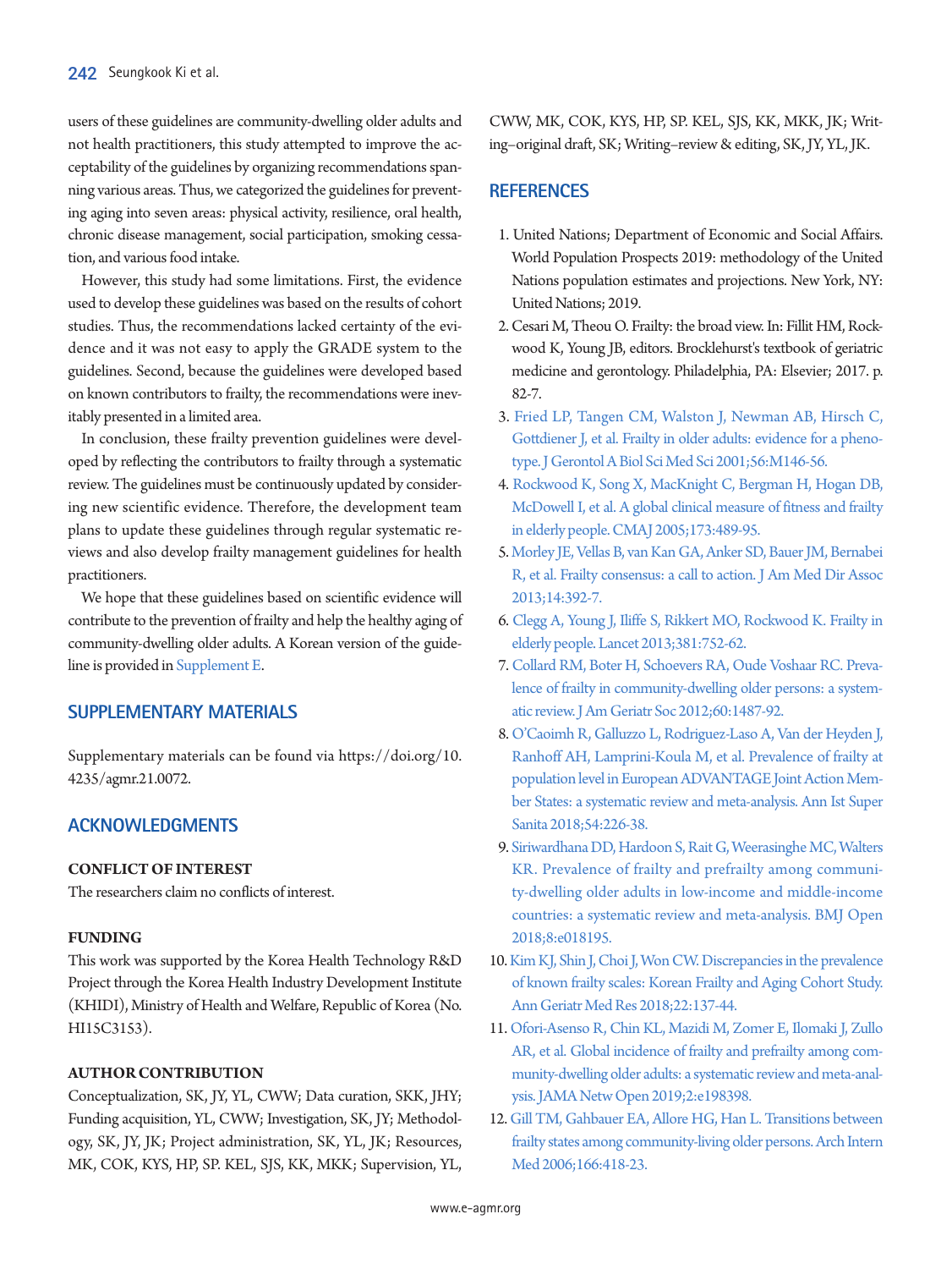users of these guidelines are community-dwelling older adults and not health practitioners, this study attempted to improve the acceptability of the guidelines by organizing recommendations spanning various areas. Thus, we categorized the guidelines for preventing aging into seven areas: physical activity, resilience, oral health, chronic disease management, social participation, smoking cessation, and various food intake.

However, this study had some limitations. First, the evidence used to develop these guidelines was based on the results of cohort studies. Thus, the recommendations lacked certainty of the evidence and it was not easy to apply the GRADE system to the guidelines. Second, because the guidelines were developed based on known contributors to frailty, the recommendations were inevitably presented in a limited area.

In conclusion, these frailty prevention guidelines were developed by reflecting the contributors to frailty through a systematic review. The guidelines must be continuously updated by considering new scientific evidence. Therefore, the development team plans to update these guidelines through regular systematic reviews and also develop frailty management guidelines for health practitioners.

We hope that these guidelines based on scientific evidence will contribute to the prevention of frailty and help the healthy aging of community-dwelling older adults. A Korean version of the guideline is provided in Supplement E.

## SUPPLEMENTARY MATERIALS

Supplementary materials can be found via https://doi.org/10.4235/agmr.21.0072.

## ACKNOWLEDGMENTS

### CONFLICT OF INTEREST

The researchers claim no conflicts of interest.

### FUNDING

This work was supported by the Korea Health Technology R&D Project through the Korea Health Industry Development Institute (KHIDI), Ministry of Health and Welfare, Republic of Korea (No. HI15C3153).

### AUTHOR CONTRIBUTION

Conceptualization, SK, JY, YL, CWW; Data curation, SKK, JHY; Funding acquisition, YL, CWW; Investigation, SK, JY; Methodology, SK, JY, JK; Project administration, SK, YL, JK; Resources, MK, COK, KYS, HP, SP. KEL, SJS, KK, MKK; Supervision, YL, CWW, MK, COK, KYS, HP, SP. KEL, SJS, KK, MKK, JK; Writing–original draft, SK; Writing–review & editing, SK, JY, YL, JK.

## REFERENCES

1. United Nations; Department of Economic and Social Affairs. World Population Prospects 2019: methodology of the United Nations population estimates and projections. New York, NY: United Nations; 2019.
2. Cesari M, Theou O. Frailty: the broad view. In: Fillit HM, Rockwood K, Young JB, editors. Brocklehurst's textbook of geriatric medicine and gerontology. Philadelphia, PA: Elsevier; 2017. p. 82-7.
3. Fried LP, Tangen CM, Walston J, Newman AB, Hirsch C, Gottdiener J, et al. Frailty in older adults: evidence for a phenotype. J Gerontol A Biol Sci Med Sci 2001;56:M146-56.
4. Rockwood K, Song X, MacKnight C, Bergman H, Hogan DB, McDowell I, et al. A global clinical measure of fitness and frailty in elderly people. CMAJ 2005;173:489-95.
5. Morley JE, Vellas B, van Kan GA, Anker SD, Bauer JM, Bernabei R, et al. Frailty consensus: a call to action. J Am Med Dir Assoc 2013;14:392-7.
6. Clegg A, Young J, Iliffe S, Rikkert MO, Rockwood K. Frailty in elderly people. Lancet 2013;381:752-62.
7. Collard RM, Boter H, Schoevers RA, Oude Voshaar RC. Prevalence of frailty in community-dwelling older persons: a systematic review. J Am Geriatr Soc 2012;60:1487-92.
8. O'Caoimh R, Galluzzo L, Rodriguez-Laso A, Van der Heyden J, Ranhoff AH, Lamprini-Koula M, et al. Prevalence of frailty at population level in European ADVANTAGE Joint Action Member States: a systematic review and meta-analysis. Ann Ist Super Sanita 2018;54:226-38.
9. Siriwardhana DD, Hardoon S, Rait G, Weerasinghe MC, Walters KR. Prevalence of frailty and prefrailty among community-dwelling older adults in low-income and middle-income countries: a systematic review and meta-analysis. BMJ Open 2018;8:e018195.
10. Kim KJ, Shin J, Choi J, Won CW. Discrepancies in the prevalence of known frailty scales: Korean Frailty and Aging Cohort Study. Ann Geriatr Med Res 2018;22:137-44.
11. Ofori-Asenso R, Chin KL, Mazidi M, Zomer E, Ilomaki J, Zullo AR, et al. Global incidence of frailty and prefrailty among community-dwelling older adults: a systematic review and meta-analysis. JAMA Netw Open 2019;2:e198398.
12. Gill TM, Gahbauer EA, Allore HG, Han L. Transitions between frailty states among community-living older persons. Arch Intern Med 2006;166:418-23.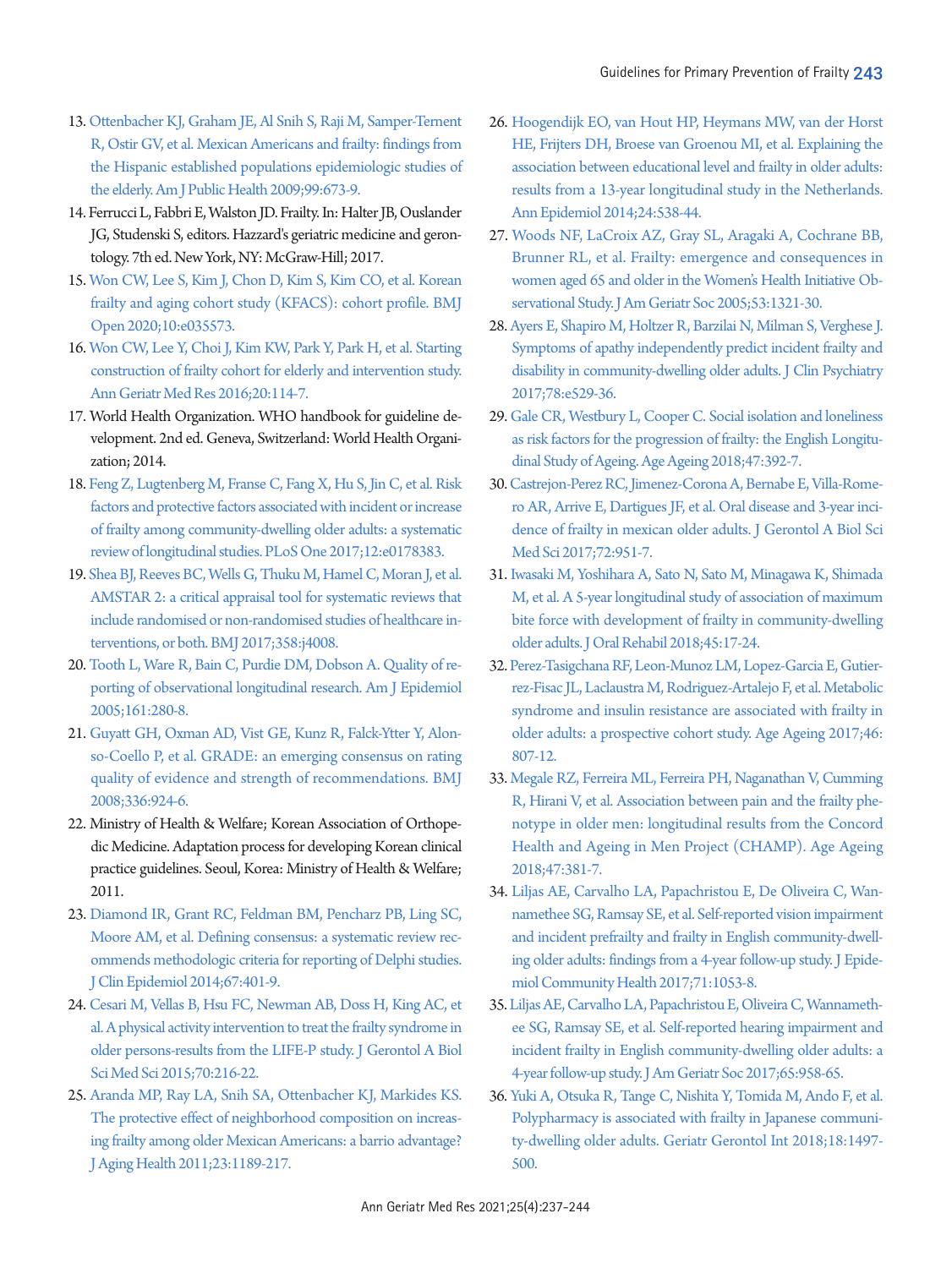13. Ottenbacher KJ, Graham JE, Al Snih S, Raji M, Samper-Ternent R, Ostir GV, et al. Mexican Americans and frailty: findings from the Hispanic established populations epidemiologic studies of the elderly. Am J Public Health 2009;99:673-9.
14. Ferrucci L, Fabbri E, Walston JD. Frailty. In: Halter JB, Ouslander JG, Studenski S, editors. Hazzard's geriatric medicine and gerontology. 7th ed. New York, NY: McGraw-Hill; 2017.
15. Won CW, Lee S, Kim J, Chon D, Kim S, Kim CO, et al. Korean frailty and aging cohort study (KFACS): cohort profile. BMJ Open 2020;10:e035573.
16. Won CW, Lee Y, Choi J, Kim KW, Park Y, Park H, et al. Starting construction of frailty cohort for elderly and intervention study. Ann Geriatr Med Res 2016;20:114-7.
17. World Health Organization. WHO handbook for guideline development. 2nd ed. Geneva, Switzerland: World Health Organization; 2014.
18. Feng Z, Lugtenberg M, Franse C, Fang X, Hu S, Jin C, et al. Risk factors and protective factors associated with incident or increase of frailty among community-dwelling older adults: a systematic review of longitudinal studies. PLoS One 2017;12:e0178383.
19. Shea BJ, Reeves BC, Wells G, Thuku M, Hamel C, Moran J, et al. AMSTAR 2: a critical appraisal tool for systematic reviews that include randomised or non-randomised studies of healthcare interventions, or both. BMJ 2017;358:j4008.
20. Tooth L, Ware R, Bain C, Purdie DM, Dobson A. Quality of reporting of observational longitudinal research. Am J Epidemiol 2005;161:280-8.
21. Guyatt GH, Oxman AD, Vist GE, Kunz R, Falck-Ytter Y, Alonso-Coello P, et al. GRADE: an emerging consensus on rating quality of evidence and strength of recommendations. BMJ 2008;336:924-6.
22. Ministry of Health & Welfare; Korean Association of Orthopedic Medicine. Adaptation process for developing Korean clinical practice guidelines. Seoul, Korea: Ministry of Health & Welfare; 2011.
23. Diamond IR, Grant RC, Feldman BM, Pencharz PB, Ling SC, Moore AM, et al. Defining consensus: a systematic review recommends methodologic criteria for reporting of Delphi studies. J Clin Epidemiol 2014;67:401-9.
24. Cesari M, Vellas B, Hsu FC, Newman AB, Doss H, King AC, et al. A physical activity intervention to treat the frailty syndrome in older persons-results from the LIFE-P study. J Gerontol A Biol Sci Med Sci 2015;70:216-22.
25. Aranda MP, Ray LA, Snih SA, Ottenbacher KJ, Markides KS. The protective effect of neighborhood composition on increasing frailty among older Mexican Americans: a barrio advantage? J Aging Health 2011;23:1189-217.
26. Hoogendijk EO, van Hout HP, Heymans MW, van der Horst HE, Frijters DH, Broese van Groenou MI, et al. Explaining the association between educational level and frailty in older adults: results from a 13-year longitudinal study in the Netherlands. Ann Epidemiol 2014;24:538-44.
27. Woods NF, LaCroix AZ, Gray SL, Aragaki A, Cochrane BB, Brunner RL, et al. Frailty: emergence and consequences in women aged 65 and older in the Women's Health Initiative Observational Study. J Am Geriatr Soc 2005;53:1321-30.
28. Ayers E, Shapiro M, Holtzer R, Barzilai N, Milman S, Verghese J. Symptoms of apathy independently predict incident frailty and disability in community-dwelling older adults. J Clin Psychiatry 2017;78:e529-36.
29. Gale CR, Westbury L, Cooper C. Social isolation and loneliness as risk factors for the progression of frailty: the English Longitudinal Study of Ageing. Age Ageing 2018;47:392-7.
30. Castrejon-Perez RC, Jimenez-Corona A, Bernabe E, Villa-Romero AR, Arrive E, Dartigues JF, et al. Oral disease and 3-year incidence of frailty in mexican older adults. J Gerontol A Biol Sci Med Sci 2017;72:951-7.
31. Iwasaki M, Yoshihara A, Sato N, Sato M, Minagawa K, Shimada M, et al. A 5-year longitudinal study of association of maximum bite force with development of frailty in community-dwelling older adults. J Oral Rehabil 2018;45:17-24.
32. Perez-Tasigchana RF, Leon-Munoz LM, Lopez-Garcia E, Gutierrez-Fisac JL, Laclaustra M, Rodriguez-Artalejo F, et al. Metabolic syndrome and insulin resistance are associated with frailty in older adults: a prospective cohort study. Age Ageing 2017;46:807-12.
33. Megale RZ, Ferreira ML, Ferreira PH, Naganathan V, Cumming R, Hirani V, et al. Association between pain and the frailty phenotype in older men: longitudinal results from the Concord Health and Ageing in Men Project (CHAMP). Age Ageing 2018;47:381-7.
34. Liljas AE, Carvalho LA, Papachristou E, De Oliveira C, Wannamethee SG, Ramsay SE, et al. Self-reported vision impairment and incident prefrailty and frailty in English community-dwelling older adults: findings from a 4-year follow-up study. J Epidemiol Community Health 2017;71:1053-8.
35. Liljas AE, Carvalho LA, Papachristou E, Oliveira C, Wannamethee SG, Ramsay SE, et al. Self-reported hearing impairment and incident frailty in English community-dwelling older adults: a 4-year follow-up study. J Am Geriatr Soc 2017;65:958-65.
36. Yuki A, Otsuka R, Tange C, Nishita Y, Tomida M, Ando F, et al. Polypharmacy is associated with frailty in Japanese community-dwelling older adults. Geriatr Gerontol Int 2018;18:1497-500.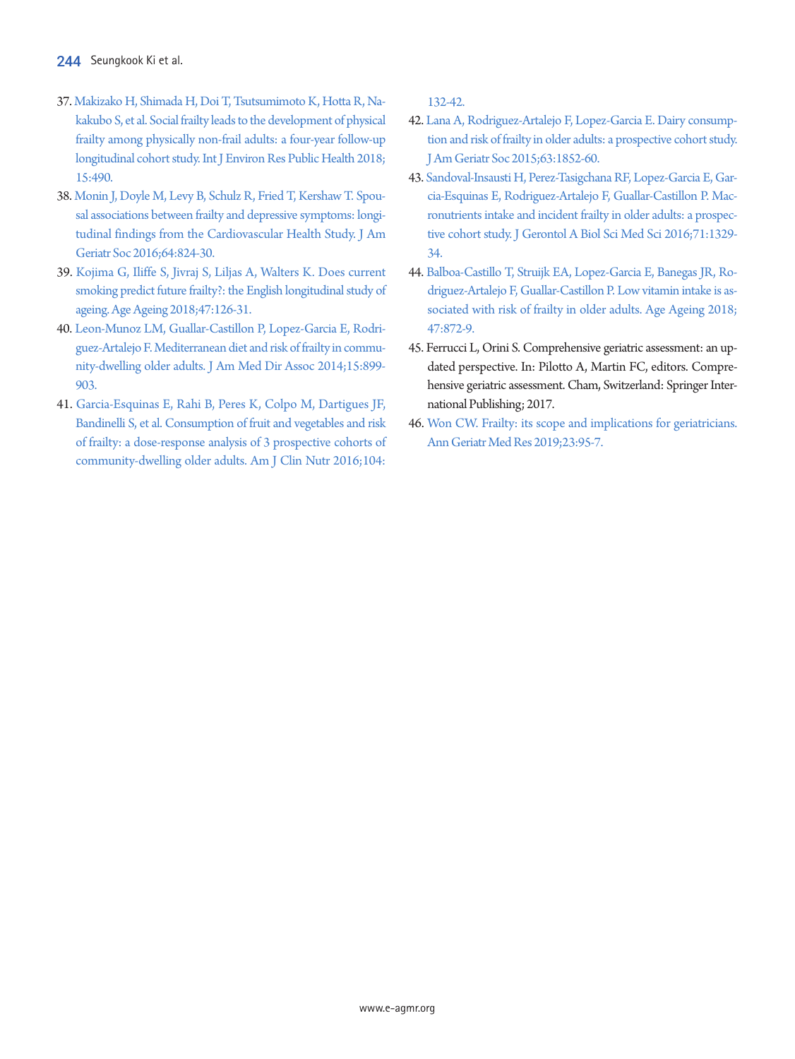37. Makizako H, Shimada H, Doi T, Tsutsumimoto K, Hotta R, Nakakubo S, et al. Social frailty leads to the development of physical frailty among physically non-frail adults: a four-year follow-up longitudinal cohort study. Int J Environ Res Public Health 2018; 15:490.
38. Monin J, Doyle M, Levy B, Schulz R, Fried T, Kershaw T. Spousal associations between frailty and depressive symptoms: longitudinal findings from the Cardiovascular Health Study. J Am Geriatr Soc 2016;64:824-30.
39. Kojima G, Iliffe S, Jivraj S, Liljas A, Walters K. Does current smoking predict future frailty?: the English longitudinal study of ageing. Age Ageing 2018;47:126-31.
40. Leon-Munoz LM, Guallar-Castillon P, Lopez-Garcia E, Rodriguez-Artalejo F. Mediterranean diet and risk of frailty in community-dwelling older adults. J Am Med Dir Assoc 2014;15:899-903.
41. Garcia-Esquinas E, Rahi B, Peres K, Colpo M, Dartigues JF, Bandinelli S, et al. Consumption of fruit and vegetables and risk of frailty: a dose-response analysis of 3 prospective cohorts of community-dwelling older adults. Am J Clin Nutr 2016;104:132-42.
42. Lana A, Rodriguez-Artalejo F, Lopez-Garcia E. Dairy consumption and risk of frailty in older adults: a prospective cohort study. J Am Geriatr Soc 2015;63:1852-60.
43. Sandoval-Insausti H, Perez-Tasigchana RF, Lopez-Garcia E, Garcia-Esquinas E, Rodriguez-Artalejo F, Guallar-Castillon P. Macronutrients intake and incident frailty in older adults: a prospective cohort study. J Gerontol A Biol Sci Med Sci 2016;71:1329-34.
44. Balboa-Castillo T, Struijk EA, Lopez-Garcia E, Banegas JR, Rodriguez-Artalejo F, Guallar-Castillon P. Low vitamin intake is associated with risk of frailty in older adults. Age Ageing 2018; 47:872-9.
45. Ferrucci L, Orini S. Comprehensive geriatric assessment: an updated perspective. In: Pilotto A, Martin FC, editors. Comprehensive geriatric assessment. Cham, Switzerland: Springer International Publishing; 2017.
46. Won CW. Frailty: its scope and implications for geriatricians. Ann Geriatr Med Res 2019;23:95-7.